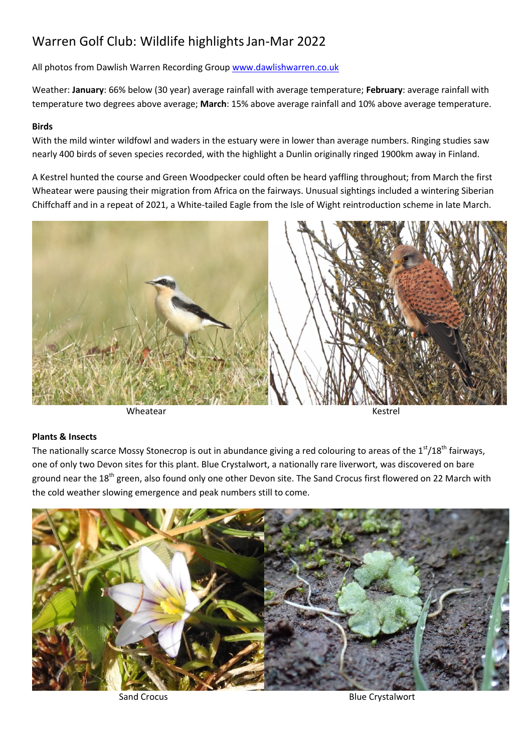# Warren Golf Club: Wildlife highlights Jan-Mar 2022

All photos from Dawlish Warren Recording Group www.dawlishwarren.co.uk

Weather: **January**: 66% below (30 year) average rainfall with average temperature; **February**: average rainfall with temperature two degrees above average; **March**: 15% above average rainfall and 10% above average temperature.

### Birds

With the mild winter wildfowl and waders in the estuary were in lower than average numbers. Ringing studies saw nearly 400 birds of seven species recorded, with the highlight a Dunlin originally ringed 1900km away in Finland.

A Kestrel hunted the course and Green Woodpecker could often be heard yaffling throughout; from March the first Wheatear were pausing their migration from Africa on the fairways. Unusual sightings included a wintering Siberian Chiffchaff and in a repeat of 2021, a White-tailed Eagle from the Isle of Wight reintroduction scheme in late March.

Wheatear

Kestrel

### Plants & Insects

The nationally scarce Mossy Stonecrop is out in abundance giving a red colouring to areas of the 1st/18th fairways, one of only two Devon sites for this plant. Blue Crystalwort, a nationally rare liverwort, was discovered on bare ground near the 18th green, also found only one other Devon site. The Sand Crocus first flowered on 22 March with the cold weather slowing emergence and peak numbers still to come.

Sand Crocus

Blue Crystalwort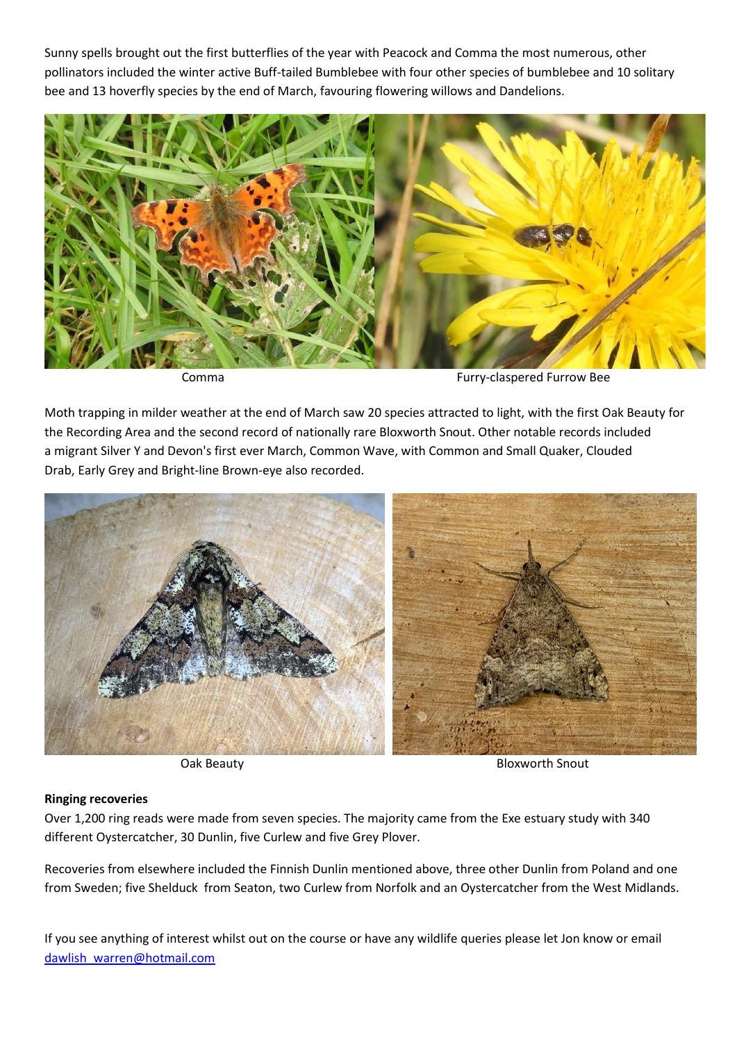Sunny spells brought out the first butterflies of the year with Peacock and Comma the most numerous, other pollinators included the winter active Buff-tailed Bumblebee with four other species of bumblebee and 10 solitary bee and 13 hoverfly species by the end of March, favouring flowering willows and Dandelions.

Comma

Furry-claspered Furrow Bee

Moth trapping in milder weather at the end of March saw 20 species attracted to light, with the first Oak Beauty for the Recording Area and the second record of nationally rare Bloxworth Snout. Other notable records included a migrant Silver Y and Devon's first ever March, Common Wave, with Common and Small Quaker, Clouded Drab, Early Grey and Bright-line Brown-eye also recorded.

Oak Beauty

Bloxworth Snout

**Ringing recoveries**

Over 1,200 ring reads were made from seven species. The majority came from the Exe estuary study with 340 different Oystercatcher, 30 Dunlin, five Curlew and five Grey Plover.

Recoveries from elsewhere included the Finnish Dunlin mentioned above, three other Dunlin from Poland and one from Sweden; five Shelduck from Seaton, two Curlew from Norfolk and an Oystercatcher from the West Midlands.

If you see anything of interest whilst out on the course or have any wildlife queries please let Jon know or email dawlish_warren@hotmail.com